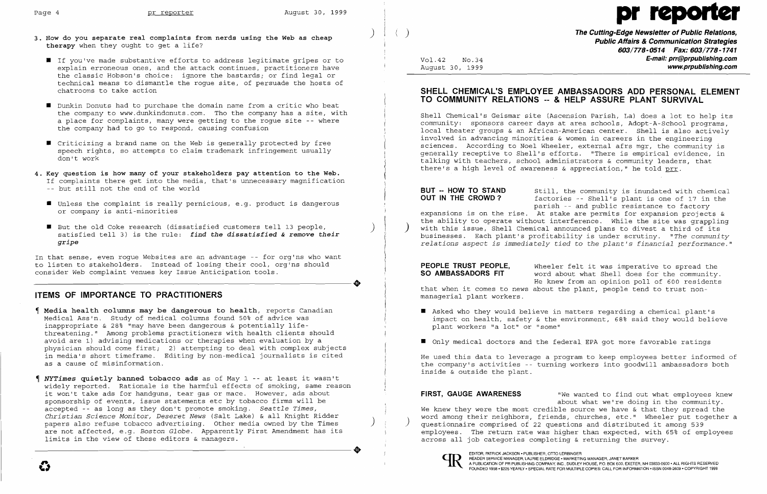3. **How do you separate real complaints from nerds using the Web as cheap therapy** when they ought to get a life?

- If you've made substantive efforts to address legitimate gripes or to explain erroneous ones, and the attack continues, practitioners have the classic Hobson's choice: ignore the bastards; or find legal or technical means to dismantle the rogue site, of persuade the hosts of chatrooms to take action
- Dunkin Donuts had to purchase the domain name from a critic who beat the company to www.dunkindonuts.com. Tho the company has a site, with a place for complaints, many were getting to the rogue site -- where the company had to go to respond, causing confusion
- Criticizing a brand name on the Web is generally protected by free speech rights, so attempts to claim trademark infringement usually don't work

4. **Key question is how many of your stakeholders pay attention to the Web.** If complaints there get into the media, that's unnecessary magnification -- but still not the end of the world

- Unless the complaint is really pernicious, e.g. product is dangerous or company is anti-minorities
- But the old Coke research (dissatisfied customers tell 13 people, satisfied tell 3) is the rule: ***find the dissatisfied & remove their gripe***

In that sense, even rogue Websites are an advantage -- for org'ns who want to listen to stakeholders. Instead of losing their cool, org'ns should consider Web complaint venues key Issue Anticipation tools.

## ITEMS OF IMPORTANCE TO PRACTITIONERS

¶ **Media health columns may be dangerous to health**, reports Canadian Medical Ass'n. Study of medical columns found 50% of advice was inappropriate & 28% "may have been dangerous & potentially life-threatening." Among problems practitioners with health clients should avoid are 1) advising medications or therapies when evaluation by a physician should come first; 2) attempting to deal with complex subjects in media's short timeframe. Editing by non-medical journalists is cited as a cause of misinformation.

¶ ***NYTimes* quietly banned tobacco ads** as of May 1 -- at least it wasn't widely reported. Rationale is the harmful effects of smoking, same reason it won't take ads for handguns, tear gas or mace. However, ads about sponsorship of events, issue statements etc by tobacco firms will be accepted -- as long as they don't promote smoking. *Seattle Times, Christian Science Monitor, Deseret News* (Salt Lake) & all Knight Ridder papers also refuse tobacco advertising. Other media owned by the Times are not affected, e.g. *Boston Globe*. Apparently First Amendment has its limits in the view of these editors & managers.

# pr reporter

**The Cutting-Edge Newsletter of Public Relations, Public Affairs & Communication Strategies**
**603/778-0514 Fax: 603/778-1741**
**E-mail: prr@prpublishing.com**
**www.prpublishing.com**

Vol.42 No.34
August 30, 1999

## SHELL CHEMICAL'S EMPLOYEE AMBASSADORS ADD PERSONAL ELEMENT TO COMMUNITY RELATIONS -- & HELP ASSURE PLANT SURVIVAL

Shell Chemical's Geismar site (Ascension Parish, La) does a lot to help its community: sponsors career days at area schools, Adopt-A-School programs, local theater groups & an African-American center. Shell is also actively involved in advancing minorities & women in careers in the engineering sciences. According to Noel Wheeler, external afrs mgr, the community is generally receptive to Shell's efforts. "There is empirical evidence, in talking with teachers, school administrators & community leaders, that there's a high level of awareness & appreciation," he told prr.

**BUT -- HOW TO STAND OUT IN THE CROWD?** Still, the community is inundated with chemical factories -- Shell's plant is one of 17 in the parish -- and public resistance to factory expansions is on the rise. At stake are permits for expansion projects & the ability to operate without interference. While the site was grappling with this issue, Shell Chemical announced plans to divest a third of its businesses. Each plant's profitability is under scrutiny. *"The community relations aspect is immediately tied to the plant's financial performance."*

**PEOPLE TRUST PEOPLE, SO AMBASSADORS FIT** Wheeler felt it was imperative to spread the word about what Shell does for the community. He knew from an opinion poll of 600 residents that when it comes to news about the plant, people tend to trust non-managerial plant workers.

- Asked who they would believe in matters regarding a chemical plant's impact on health, safety & the environment, 68% said they would believe plant workers "a lot" or "some"
- Only medical doctors and the federal EPA got more favorable ratings

He used this data to leverage a program to keep employees better informed of the company's activities -- turning workers into goodwill ambassadors both inside & outside the plant.

**FIRST, GAUGE AWARENESS** "We wanted to find out what employees knew about what we're doing in the community. We knew they were the most credible source we have & that they spread the word among their neighbors, friends, churches, etc." Wheeler put together a questionnaire comprised of 22 questions and distributed it among 539 employees. The return rate was higher than expected, with 65% of employees across all job categories completing & returning the survey.

EDITOR, PATRICK JACKSON • PUBLISHER, OTTO LERBINGER
READER SERVICE MANAGER, LAURIE ELDRIDGE • MARKETING MANAGER, JANET BARKER
A PUBLICATION OF PR PUBLISHING COMPANY, INC. DUDLEY HOUSE, P.O. BOX 600, EXETER, NH 03833-0600 • ALL RIGHTS RESERVED
FOUNDED 1958 • $225 YEARLY • SPECIAL RATE FOR MULTIPLE COPIES: CALL FOR INFORMATION • ISSN 0048-2609 • COPYRIGHT 1999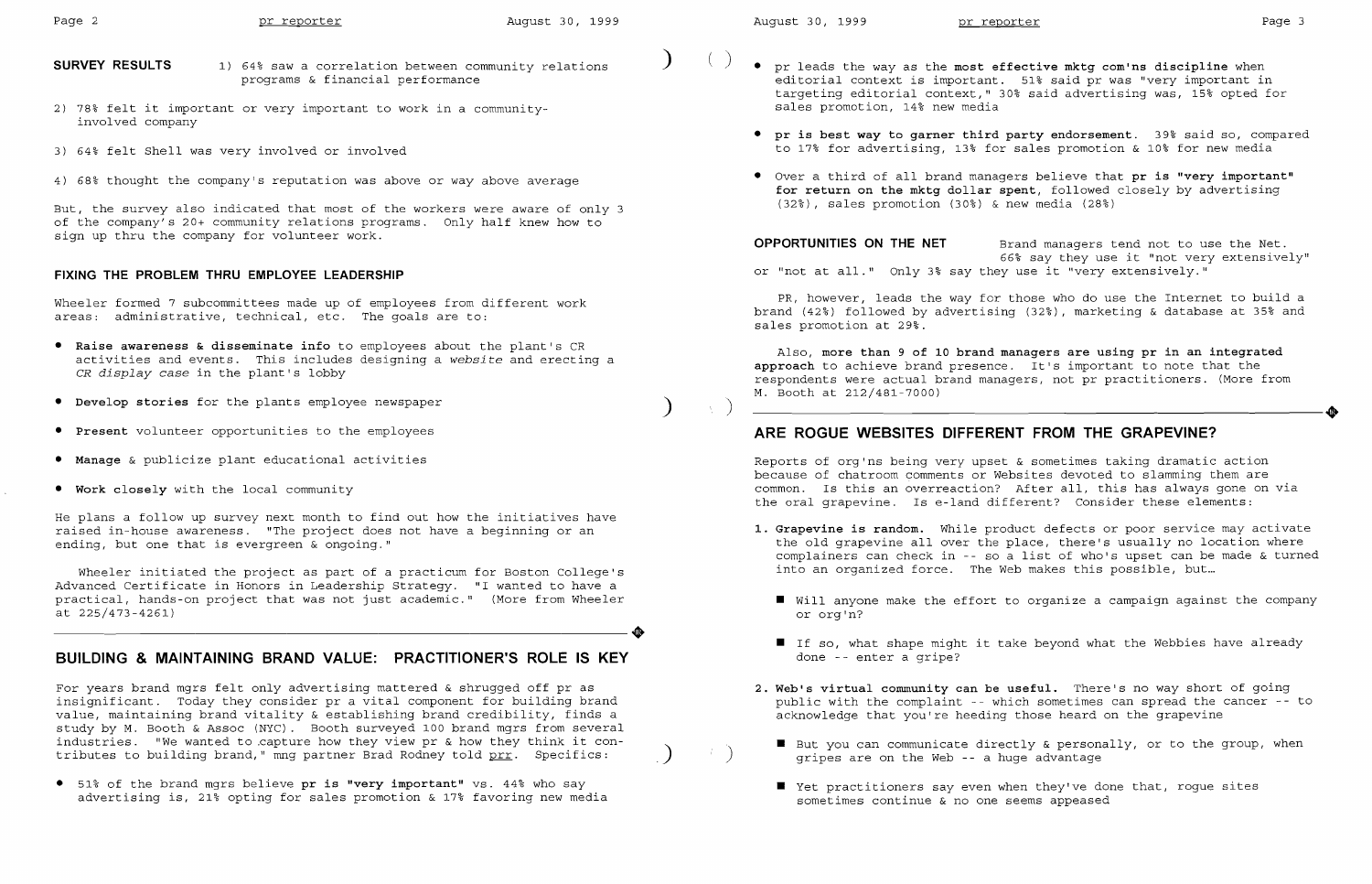**SURVEY RESULTS** 1) 64% saw a correlation between community relations programs & financial performance

2) 78% felt it important or very important to work in a community-involved company

3) 64% felt Shell was very involved or involved

4) 68% thought the company's reputation was above or way above average

But, the survey also indicated that most of the workers were aware of only 3 of the company's 20+ community relations programs. Only half knew how to sign up thru the company for volunteer work.

### FIXING THE PROBLEM THRU EMPLOYEE LEADERSHIP

Wheeler formed 7 subcommittees made up of employees from different work areas: administrative, technical, etc. The goals are to:

- **Raise awareness & disseminate info** to employees about the plant's CR activities and events. This includes designing a *website* and erecting a *CR display case* in the plant's lobby
- **Develop stories** for the plants employee newspaper
- **Present** volunteer opportunities to the employees
- **Manage** & publicize plant educational activities
- **Work closely** with the local community

He plans a follow up survey next month to find out how the initiatives have raised in-house awareness. "The project does not have a beginning or an ending, but one that is evergreen & ongoing."

Wheeler initiated the project as part of a practicum for Boston College's Advanced Certificate in Honors in Leadership Strategy. "I wanted to have a practical, hands-on project that was not just academic." (More from Wheeler at 225/473-4261)

## BUILDING & MAINTAINING BRAND VALUE: PRACTITIONER'S ROLE IS KEY

For years brand mgrs felt only advertising mattered & shrugged off pr as insignificant. Today they consider pr a vital component for building brand value, maintaining brand vitality & establishing brand credibility, finds a study by M. Booth & Assoc (NYC). Booth surveyed 100 brand mgrs from several industries. "We wanted to capture how they view pr & how they think it contributes to building brand," mng partner Brad Rodney told prr. Specifics:

- 51% of the brand mgrs believe **pr is "very important"** vs. 44% who say advertising is, 21% opting for sales promotion & 17% favoring new media
- pr leads the way as the **most effective mktg com'ns discipline** when editorial context is important. 51% said pr was "very important in targeting editorial context," 30% said advertising was, 15% opted for sales promotion, 14% new media
- **pr is best way to garner third party endorsement.** 39% said so, compared to 17% for advertising, 13% for sales promotion & 10% for new media
- Over a third of all brand managers believe that **pr is "very important" for return on the mktg dollar spent**, followed closely by advertising (32%), sales promotion (30%) & new media (28%)

**OPPORTUNITIES ON THE NET** Brand managers tend not to use the Net. 66% say they use it "not very extensively" or "not at all." Only 3% say they use it "very extensively."

PR, however, leads the way for those who do use the Internet to build a brand (42%) followed by advertising (32%), marketing & database at 35% and sales promotion at 29%.

Also, **more than 9 of 10 brand managers are using pr in an integrated approach** to achieve brand presence. It's important to note that the respondents were actual brand managers, not pr practitioners. (More from M. Booth at 212/481-7000)

## ARE ROGUE WEBSITES DIFFERENT FROM THE GRAPEVINE?

Reports of org'ns being very upset & sometimes taking dramatic action because of chatroom comments or Websites devoted to slamming them are common. Is this an overreaction? After all, this has always gone on via the oral grapevine. Is e-land different? Consider these elements:

1. **Grapevine is random.** While product defects or poor service may activate the old grapevine all over the place, there's usually no location where complainers can check in -- so a list of who's upset can be made & turned into an organized force. The Web makes this possible, but...
   - Will anyone make the effort to organize a campaign against the company or org'n?
   - If so, what shape might it take beyond what the Webbies have already done -- enter a gripe?
2. **Web's virtual community can be useful.** There's no way short of going public with the complaint -- which sometimes can spread the cancer -- to acknowledge that you're heeding those heard on the grapevine
   - But you can communicate directly & personally, or to the group, when gripes are on the Web -- a huge advantage
   - Yet practitioners say even when they've done that, rogue sites sometimes continue & no one seems appeased